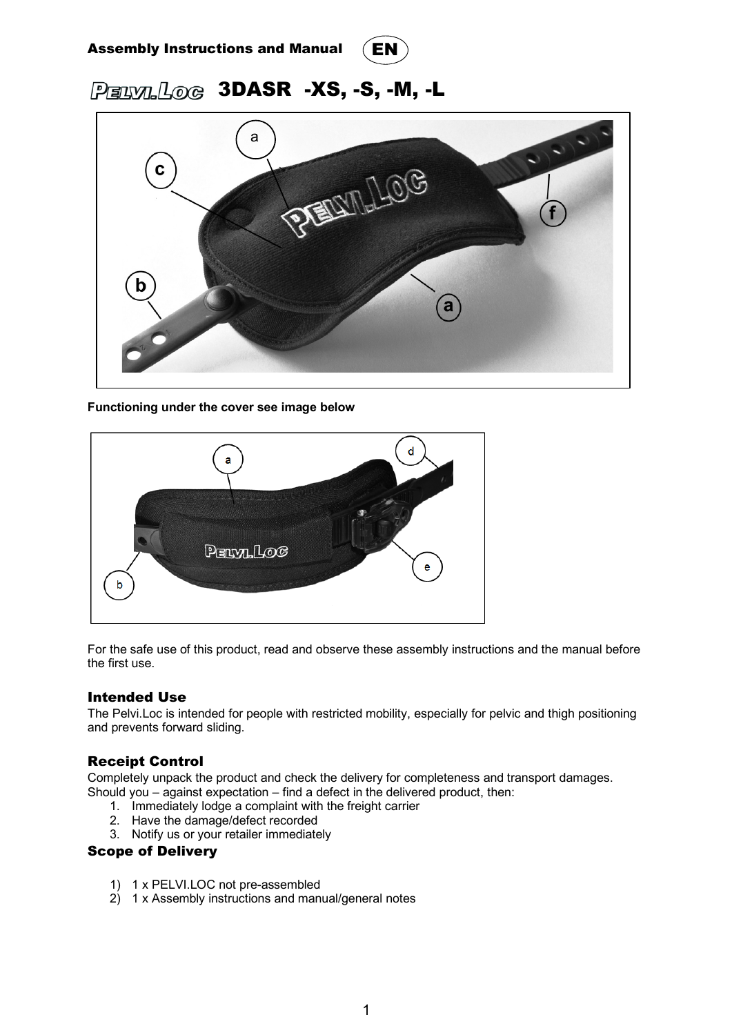Assembly Instructions and Manual EN

# PELVI.LOC 3DASR -XS, -S, -M, -L

**Functioning under the cover see image below**

For the safe use of this product, read and observe these assembly instructions and the manual before the first use.

## Intended Use

The Pelvi.Loc is intended for people with restricted mobility, especially for pelvic and thigh positioning and prevents forward sliding.

## Receipt Control

Completely unpack the product and check the delivery for completeness and transport damages. Should you – against expectation – find a defect in the delivered product, then:

1. Immediately lodge a complaint with the freight carrier
2. Have the damage/defect recorded
3. Notify us or your retailer immediately

## Scope of Delivery

1) 1 x PELVI.LOC not pre-assembled
2) 1 x Assembly instructions and manual/general notes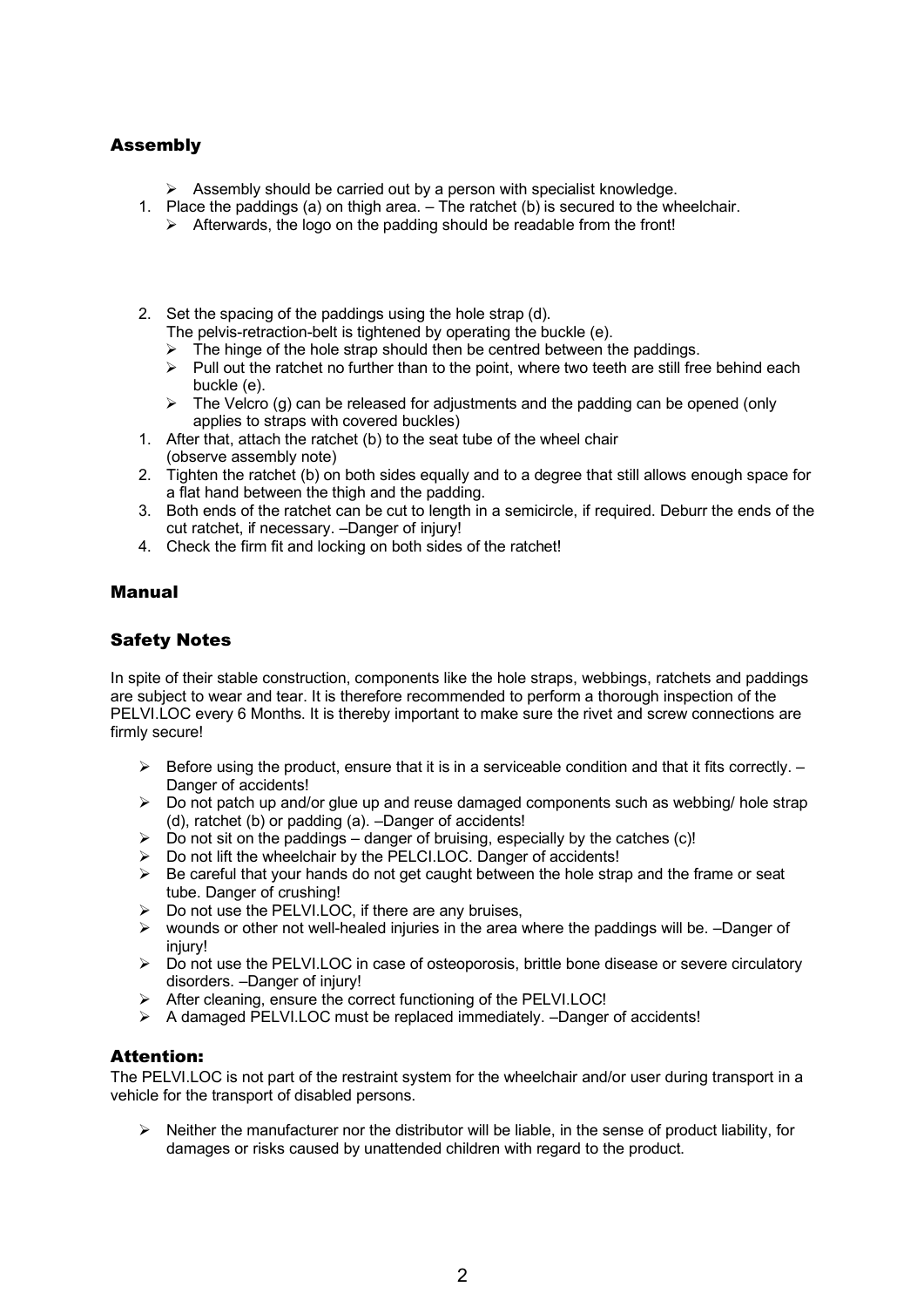## Assembly

- Assembly should be carried out by a person with specialist knowledge.

1. Place the paddings (a) on thigh area. – The ratchet (b) is secured to the wheelchair.
   - Afterwards, the logo on the padding should be readable from the front!

2. Set the spacing of the paddings using the hole strap (d).
   The pelvis-retraction-belt is tightened by operating the buckle (e).
   - The hinge of the hole strap should then be centred between the paddings.
   - Pull out the ratchet no further than to the point, where two teeth are still free behind each buckle (e).
   - The Velcro (g) can be released for adjustments and the padding can be opened (only applies to straps with covered buckles)

1. After that, attach the ratchet (b) to the seat tube of the wheel chair
   (observe assembly note)
2. Tighten the ratchet (b) on both sides equally and to a degree that still allows enough space for a flat hand between the thigh and the padding.
3. Both ends of the ratchet can be cut to length in a semicircle, if required. Deburr the ends of the cut ratchet, if necessary. –Danger of injury!
4. Check the firm fit and locking on both sides of the ratchet!

## Manual

## Safety Notes

In spite of their stable construction, components like the hole straps, webbings, ratchets and paddings are subject to wear and tear. It is therefore recommended to perform a thorough inspection of the PELVI.LOC every 6 Months. It is thereby important to make sure the rivet and screw connections are firmly secure!

- Before using the product, ensure that it is in a serviceable condition and that it fits correctly. – Danger of accidents!
- Do not patch up and/or glue up and reuse damaged components such as webbing/ hole strap (d), ratchet (b) or padding (a). –Danger of accidents!
- Do not sit on the paddings – danger of bruising, especially by the catches (c)!
- Do not lift the wheelchair by the PELCI.LOC. Danger of accidents!
- Be careful that your hands do not get caught between the hole strap and the frame or seat tube. Danger of crushing!
- Do not use the PELVI.LOC, if there are any bruises,
- wounds or other not well-healed injuries in the area where the paddings will be. –Danger of injury!
- Do not use the PELVI.LOC in case of osteoporosis, brittle bone disease or severe circulatory disorders. –Danger of injury!
- After cleaning, ensure the correct functioning of the PELVI.LOC!
- A damaged PELVI.LOC must be replaced immediately. –Danger of accidents!

## Attention:

The PELVI.LOC is not part of the restraint system for the wheelchair and/or user during transport in a vehicle for the transport of disabled persons.

- Neither the manufacturer nor the distributor will be liable, in the sense of product liability, for damages or risks caused by unattended children with regard to the product.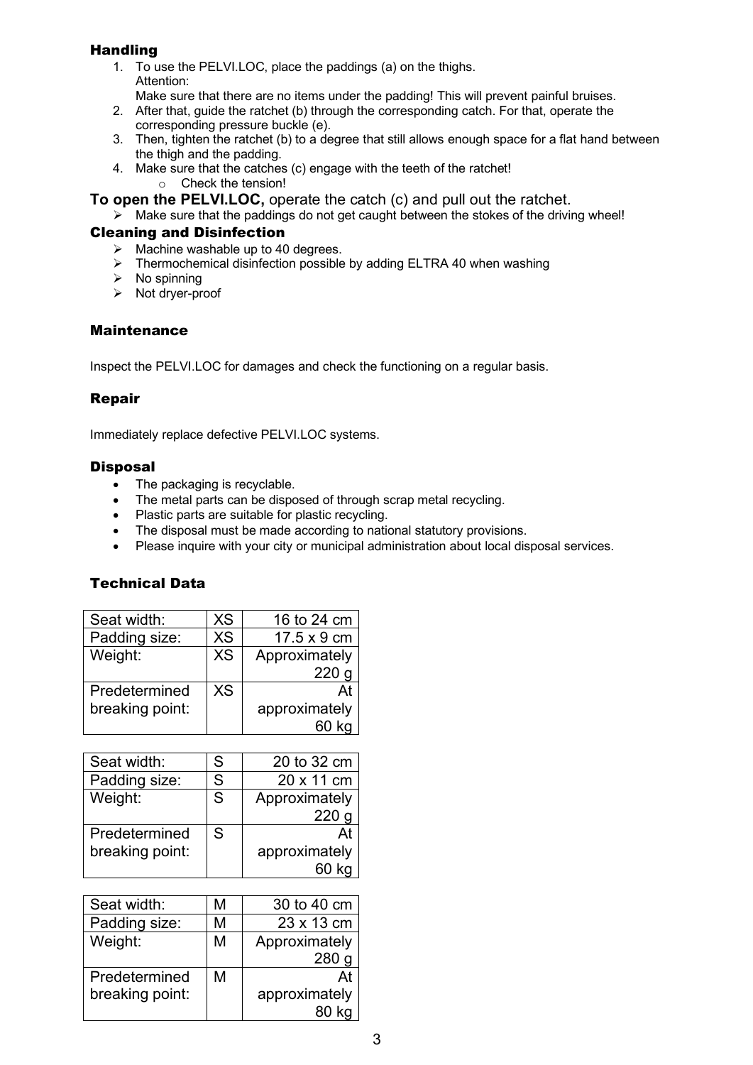### Handling

1. To use the PELVI.LOC, place the paddings (a) on the thighs.
   Attention:
   Make sure that there are no items under the padding! This will prevent painful bruises.
2. After that, guide the ratchet (b) through the corresponding catch. For that, operate the corresponding pressure buckle (e).
3. Then, tighten the ratchet (b) to a degree that still allows enough space for a flat hand between the thigh and the padding.
4. Make sure that the catches (c) engage with the teeth of the ratchet!
   - Check the tension!

**To open the PELVI.LOC,** operate the catch (c) and pull out the ratchet.

- Make sure that the paddings do not get caught between the stokes of the driving wheel!

### Cleaning and Disinfection

- Machine washable up to 40 degrees.
- Thermochemical disinfection possible by adding ELTRA 40 when washing
- No spinning
- Not dryer-proof

### Maintenance

Inspect the PELVI.LOC for damages and check the functioning on a regular basis.

### Repair

Immediately replace defective PELVI.LOC systems.

### Disposal

- The packaging is recyclable.
- The metal parts can be disposed of through scrap metal recycling.
- Plastic parts are suitable for plastic recycling.
- The disposal must be made according to national statutory provisions.
- Please inquire with your city or municipal administration about local disposal services.

### Technical Data

| Seat width: | XS | 16 to 24 cm |
|---|---|---|
| Padding size: | XS | 17.5 x 9 cm |
| Weight: | XS | Approximately 220 g |
| Predetermined breaking point: | XS | At approximately 60 kg |

| Seat width: | S | 20 to 32 cm |
|---|---|---|
| Padding size: | S | 20 x 11 cm |
| Weight: | S | Approximately 220 g |
| Predetermined breaking point: | S | At approximately 60 kg |

| Seat width: | M | 30 to 40 cm |
|---|---|---|
| Padding size: | M | 23 x 13 cm |
| Weight: | M | Approximately 280 g |
| Predetermined breaking point: | M | At approximately 80 kg |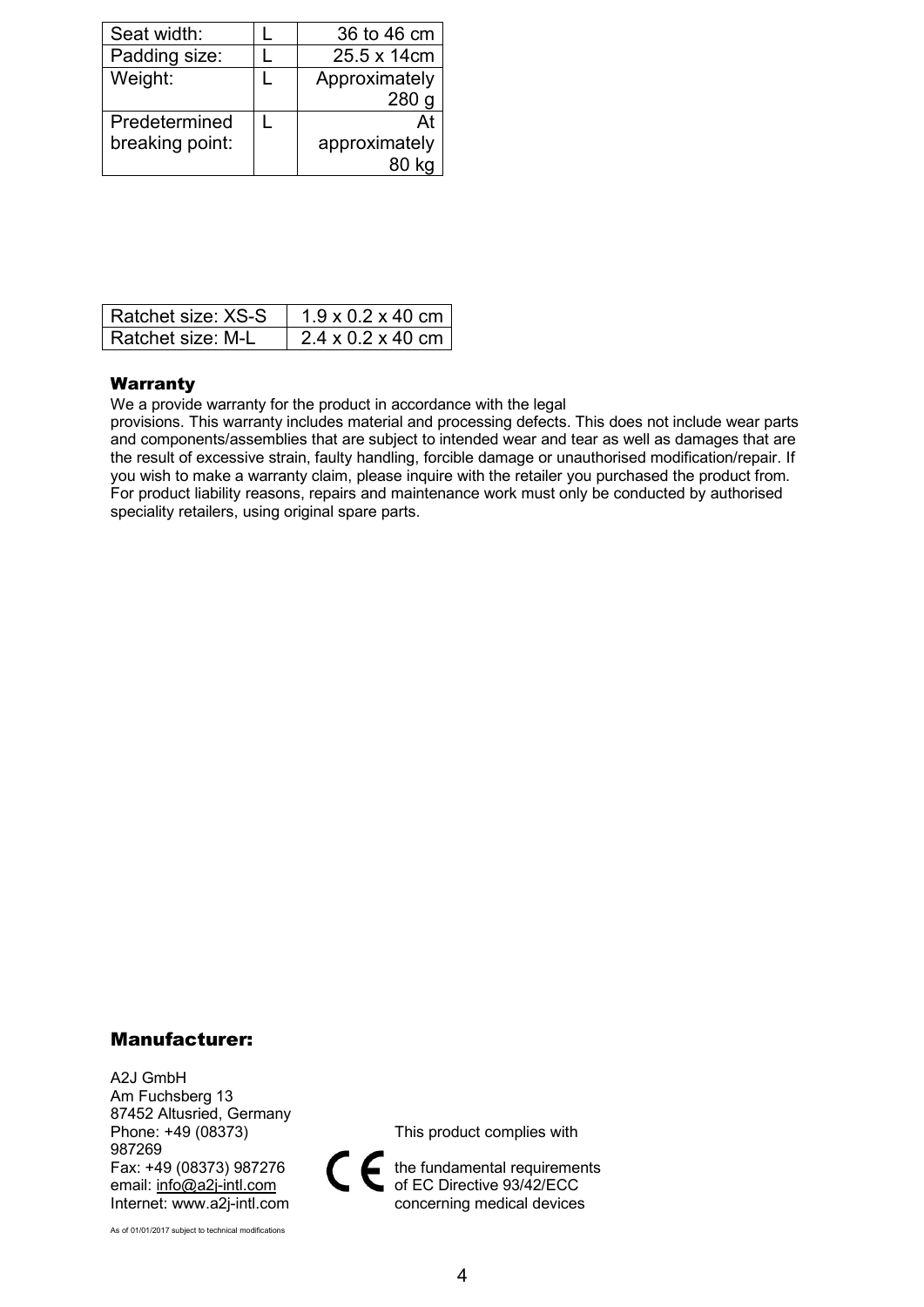| | | |
|---|---|---|
| Seat width: | L | 36 to 46 cm |
| Padding size: | L | 25.5 x 14cm |
| Weight: | L | Approximately 280 g |
| Predetermined breaking point: | L | At approximately 80 kg |

| | |
|---|---|
| Ratchet size: XS-S | 1.9 x 0.2 x 40 cm |
| Ratchet size: M-L | 2.4 x 0.2 x 40 cm |

## Warranty

We a provide warranty for the product in accordance with the legal
provisions. This warranty includes material and processing defects. This does not include wear parts and components/assemblies that are subject to intended wear and tear as well as damages that are the result of excessive strain, faulty handling, forcible damage or unauthorised modification/repair. If you wish to make a warranty claim, please inquire with the retailer you purchased the product from. For product liability reasons, repairs and maintenance work must only be conducted by authorised speciality retailers, using original spare parts.

## Manufacturer:

A2J GmbH
Am Fuchsberg 13
87452 Altusried, Germany
Phone: +49 (08373) 987269
Fax: +49 (08373) 987276
email: info@a2j-intl.com
Internet: www.a2j-intl.com

This product complies with the fundamental requirements of EC Directive 93/42/ECC concerning medical devices

As of 01/01/2017 subject to technical modifications